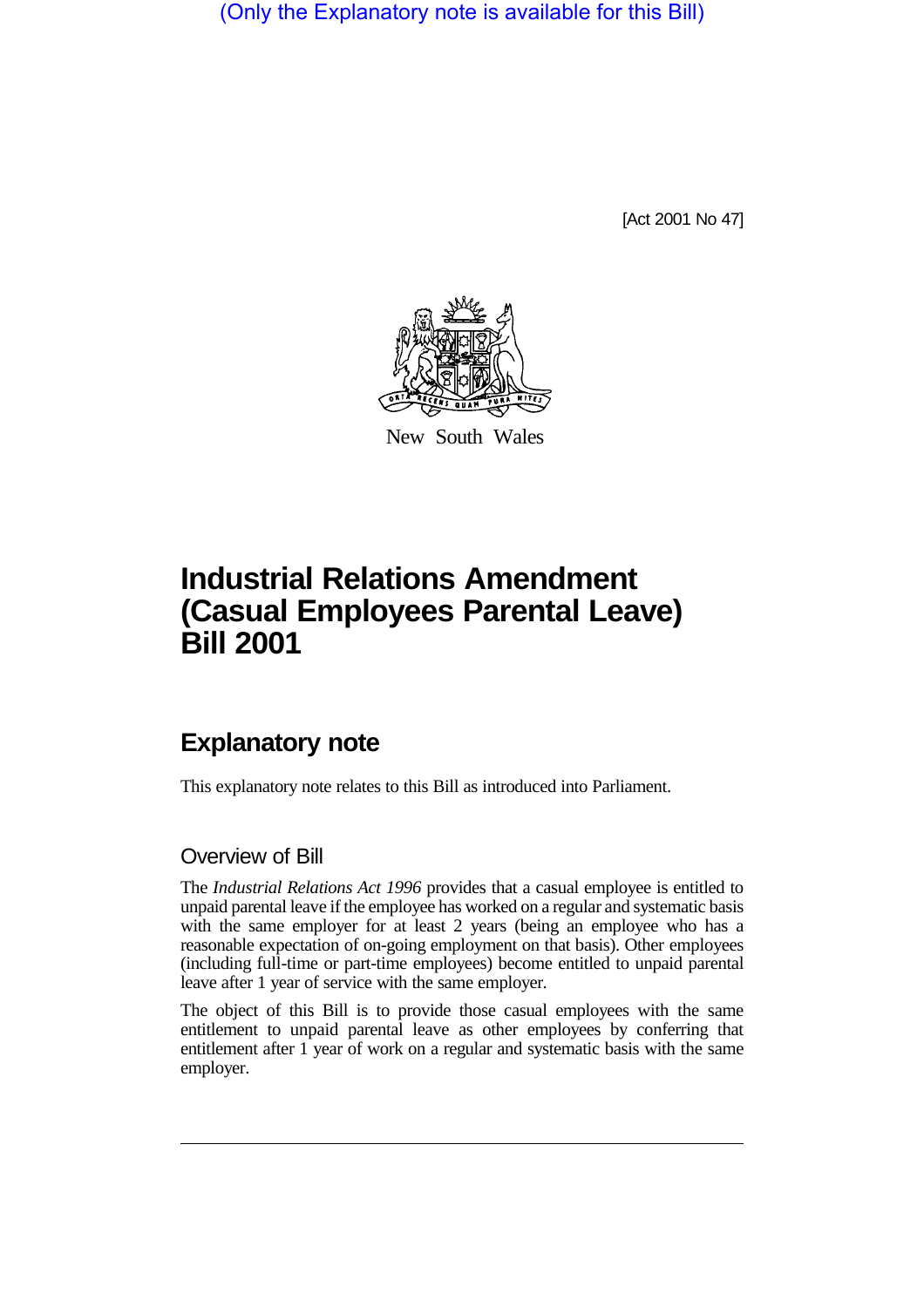(Only the Explanatory note is available for this Bill)

[Act 2001 No 47]

New South Wales

# Industrial Relations Amendment (Casual Employees Parental Leave) Bill 2001

## Explanatory note

This explanatory note relates to this Bill as introduced into Parliament.

### Overview of Bill

The *Industrial Relations Act 1996* provides that a casual employee is entitled to unpaid parental leave if the employee has worked on a regular and systematic basis with the same employer for at least 2 years (being an employee who has a reasonable expectation of on-going employment on that basis). Other employees (including full-time or part-time employees) become entitled to unpaid parental leave after 1 year of service with the same employer.

The object of this Bill is to provide those casual employees with the same entitlement to unpaid parental leave as other employees by conferring that entitlement after 1 year of work on a regular and systematic basis with the same employer.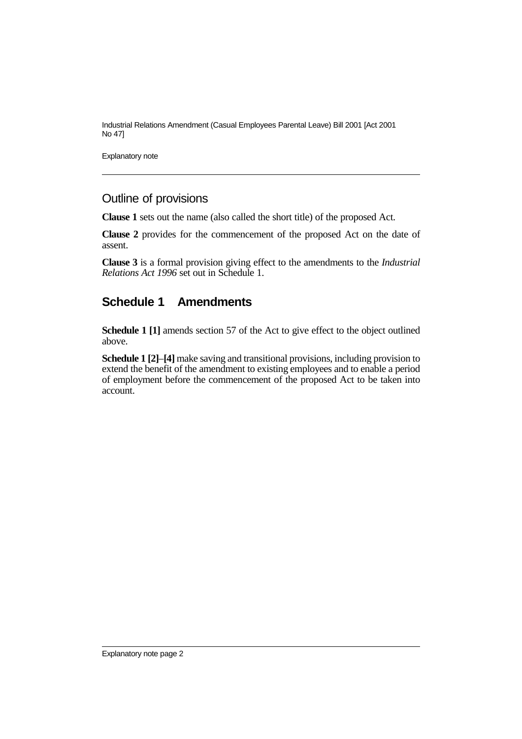## Outline of provisions

**Clause 1** sets out the name (also called the short title) of the proposed Act.

**Clause 2** provides for the commencement of the proposed Act on the date of assent.

**Clause 3** is a formal provision giving effect to the amendments to the *Industrial Relations Act 1996* set out in Schedule 1.

## Schedule 1 Amendments

**Schedule 1 [1]** amends section 57 of the Act to give effect to the object outlined above.

**Schedule 1 [2]–[4]** make saving and transitional provisions, including provision to extend the benefit of the amendment to existing employees and to enable a period of employment before the commencement of the proposed Act to be taken into account.